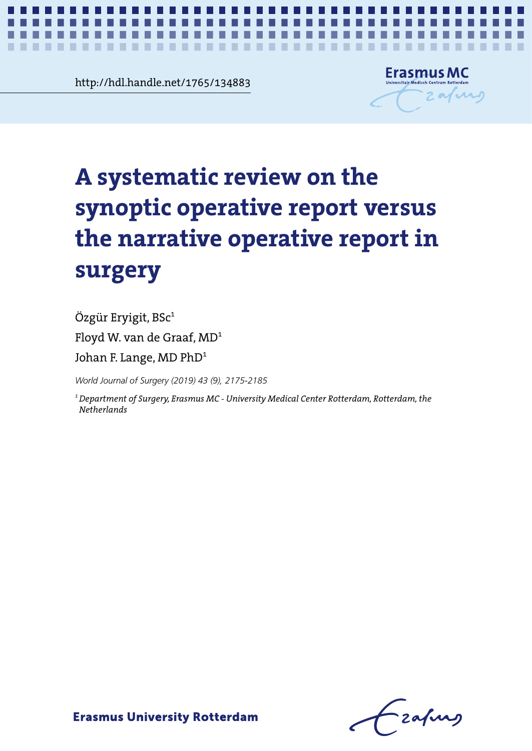http://hdl.handle.net/1765/134883

# A systematic review on the synoptic operative report versus the narrative operative report in surgery

Özgür Eryigit, BSc[1]

Floyd W. van de Graaf, MD[1]

Johan F. Lange, MD PhD[1]

*World Journal of Surgery (2019) 43 (9), 2175-2185*

*[1] Department of Surgery, Erasmus MC - University Medical Center Rotterdam, Rotterdam, the Netherlands*

Erasmus University Rotterdam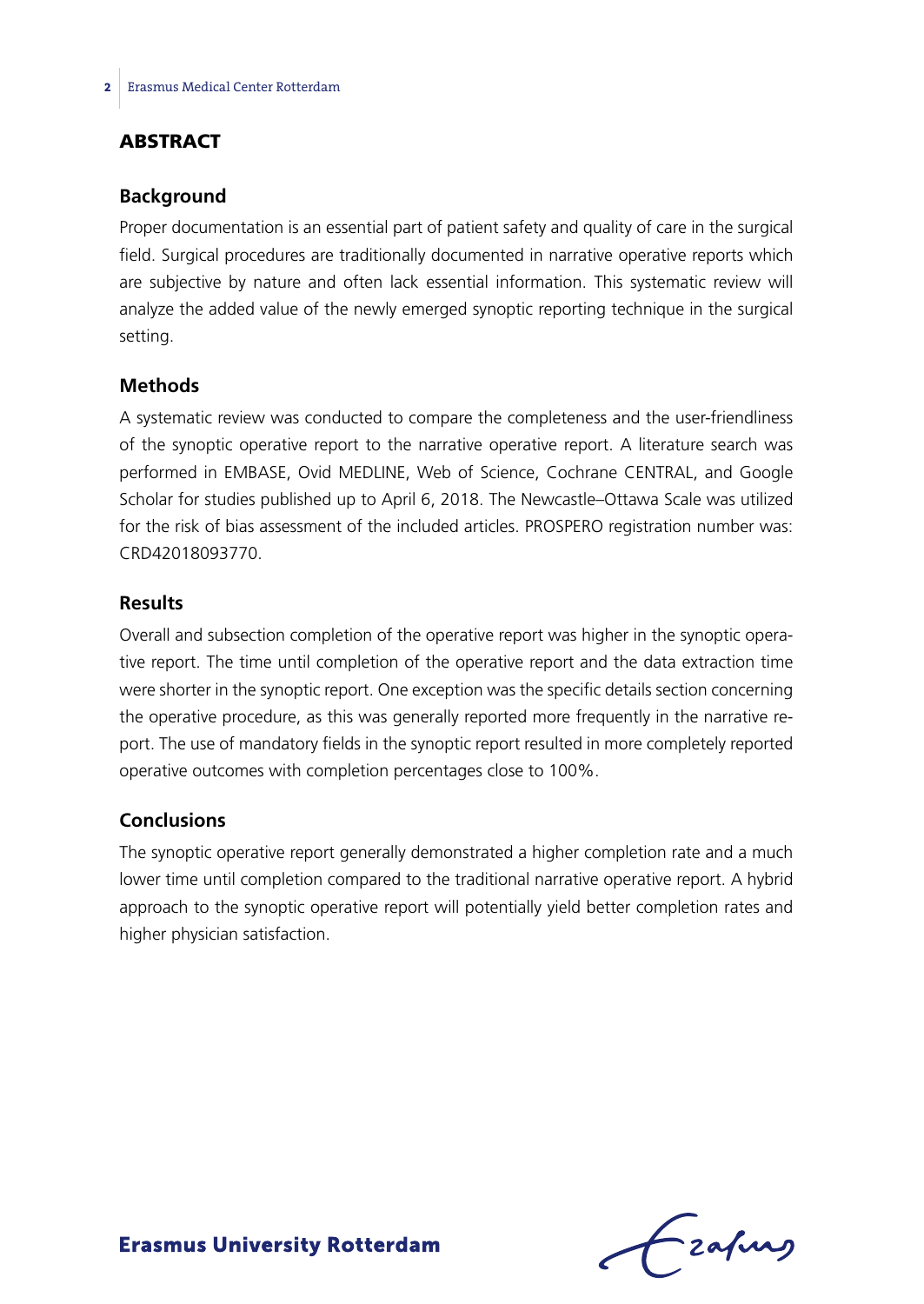## ABSTRACT

### Background

Proper documentation is an essential part of patient safety and quality of care in the surgical field. Surgical procedures are traditionally documented in narrative operative reports which are subjective by nature and often lack essential information. This systematic review will analyze the added value of the newly emerged synoptic reporting technique in the surgical setting.

### Methods

A systematic review was conducted to compare the completeness and the user-friendliness of the synoptic operative report to the narrative operative report. A literature search was performed in EMBASE, Ovid MEDLINE, Web of Science, Cochrane CENTRAL, and Google Scholar for studies published up to April 6, 2018. The Newcastle–Ottawa Scale was utilized for the risk of bias assessment of the included articles. PROSPERO registration number was: CRD42018093770.

### Results

Overall and subsection completion of the operative report was higher in the synoptic operative report. The time until completion of the operative report and the data extraction time were shorter in the synoptic report. One exception was the specific details section concerning the operative procedure, as this was generally reported more frequently in the narrative report. The use of mandatory fields in the synoptic report resulted in more completely reported operative outcomes with completion percentages close to 100%.

### Conclusions

The synoptic operative report generally demonstrated a higher completion rate and a much lower time until completion compared to the traditional narrative operative report. A hybrid approach to the synoptic operative report will potentially yield better completion rates and higher physician satisfaction.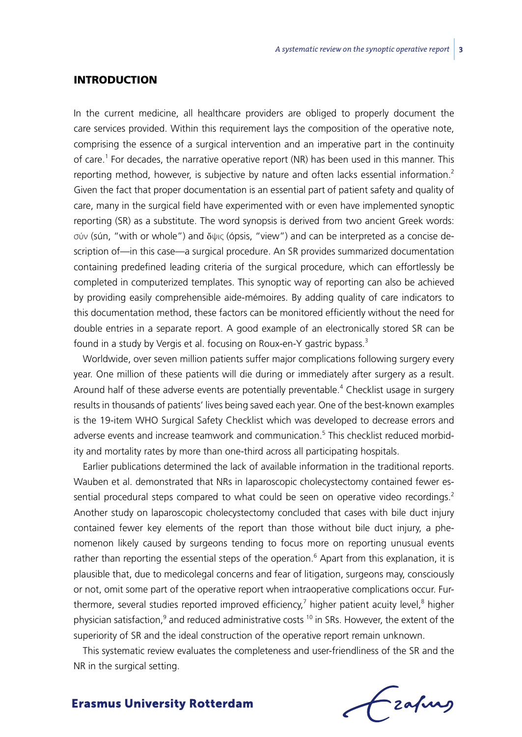## INTRODUCTION

In the current medicine, all healthcare providers are obliged to properly document the care services provided. Within this requirement lays the composition of the operative note, comprising the essence of a surgical intervention and an imperative part in the continuity of care.[1] For decades, the narrative operative report (NR) has been used in this manner. This reporting method, however, is subjective by nature and often lacks essential information.[2] Given the fact that proper documentation is an essential part of patient safety and quality of care, many in the surgical field have experimented with or even have implemented synoptic reporting (SR) as a substitute. The word synopsis is derived from two ancient Greek words: σύν (sún, "with or whole") and ὄψις (ópsis, "view") and can be interpreted as a concise description of—in this case—a surgical procedure. An SR provides summarized documentation containing predefined leading criteria of the surgical procedure, which can effortlessly be completed in computerized templates. This synoptic way of reporting can also be achieved by providing easily comprehensible aide-mémoires. By adding quality of care indicators to this documentation method, these factors can be monitored efficiently without the need for double entries in a separate report. A good example of an electronically stored SR can be found in a study by Vergis et al. focusing on Roux-en-Y gastric bypass.[3]

Worldwide, over seven million patients suffer major complications following surgery every year. One million of these patients will die during or immediately after surgery as a result. Around half of these adverse events are potentially preventable.[4] Checklist usage in surgery results in thousands of patients' lives being saved each year. One of the best-known examples is the 19-item WHO Surgical Safety Checklist which was developed to decrease errors and adverse events and increase teamwork and communication.[5] This checklist reduced morbidity and mortality rates by more than one-third across all participating hospitals.

Earlier publications determined the lack of available information in the traditional reports. Wauben et al. demonstrated that NRs in laparoscopic cholecystectomy contained fewer essential procedural steps compared to what could be seen on operative video recordings.[2] Another study on laparoscopic cholecystectomy concluded that cases with bile duct injury contained fewer key elements of the report than those without bile duct injury, a phenomenon likely caused by surgeons tending to focus more on reporting unusual events rather than reporting the essential steps of the operation.[6] Apart from this explanation, it is plausible that, due to medicolegal concerns and fear of litigation, surgeons may, consciously or not, omit some part of the operative report when intraoperative complications occur. Furthermore, several studies reported improved efficiency,[7] higher patient acuity level,[8] higher physician satisfaction,[9] and reduced administrative costs [10] in SRs. However, the extent of the superiority of SR and the ideal construction of the operative report remain unknown.

This systematic review evaluates the completeness and user-friendliness of the SR and the NR in the surgical setting.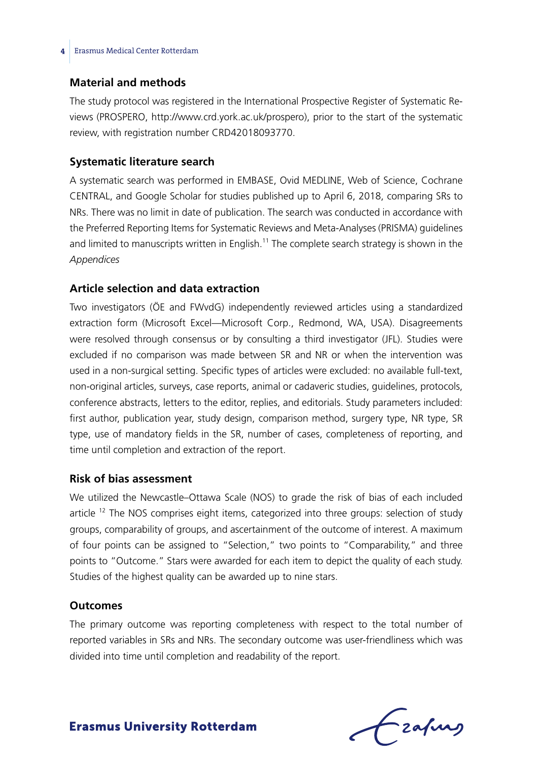## Material and methods

The study protocol was registered in the International Prospective Register of Systematic Reviews (PROSPERO, http://www.crd.york.ac.uk/prospero), prior to the start of the systematic review, with registration number CRD42018093770.

## Systematic literature search

A systematic search was performed in EMBASE, Ovid MEDLINE, Web of Science, Cochrane CENTRAL, and Google Scholar for studies published up to April 6, 2018, comparing SRs to NRs. There was no limit in date of publication. The search was conducted in accordance with the Preferred Reporting Items for Systematic Reviews and Meta-Analyses (PRISMA) guidelines and limited to manuscripts written in English.[11] The complete search strategy is shown in the *Appendices*

## Article selection and data extraction

Two investigators (ÖE and FWvdG) independently reviewed articles using a standardized extraction form (Microsoft Excel—Microsoft Corp., Redmond, WA, USA). Disagreements were resolved through consensus or by consulting a third investigator (JFL). Studies were excluded if no comparison was made between SR and NR or when the intervention was used in a non-surgical setting. Specific types of articles were excluded: no available full-text, non-original articles, surveys, case reports, animal or cadaveric studies, guidelines, protocols, conference abstracts, letters to the editor, replies, and editorials. Study parameters included: first author, publication year, study design, comparison method, surgery type, NR type, SR type, use of mandatory fields in the SR, number of cases, completeness of reporting, and time until completion and extraction of the report.

## Risk of bias assessment

We utilized the Newcastle–Ottawa Scale (NOS) to grade the risk of bias of each included article [12] The NOS comprises eight items, categorized into three groups: selection of study groups, comparability of groups, and ascertainment of the outcome of interest. A maximum of four points can be assigned to "Selection," two points to "Comparability," and three points to "Outcome." Stars were awarded for each item to depict the quality of each study. Studies of the highest quality can be awarded up to nine stars.

## Outcomes

The primary outcome was reporting completeness with respect to the total number of reported variables in SRs and NRs. The secondary outcome was user-friendliness which was divided into time until completion and readability of the report.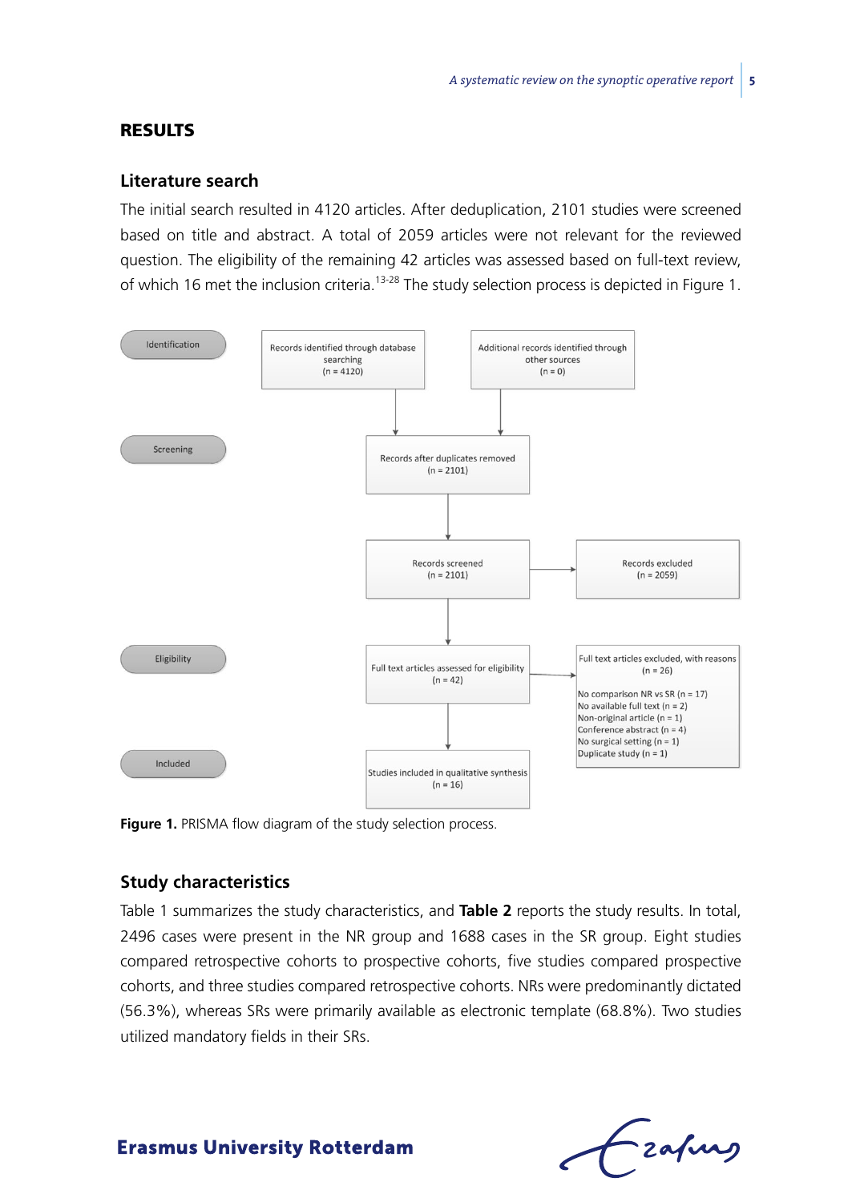## RESULTS

### Literature search

The initial search resulted in 4120 articles. After deduplication, 2101 studies were screened based on title and abstract. A total of 2059 articles were not relevant for the reviewed question. The eligibility of the remaining 42 articles was assessed based on full-text review, of which 16 met the inclusion criteria.[13-28] The study selection process is depicted in Figure 1.

Identification

Records identified through database searching (n = 4120)

Additional records identified through other sources (n = 0)

Screening

Records after duplicates removed (n = 2101)

Records screened (n = 2101)

Records excluded (n = 2059)

Eligibility

Full text articles assessed for eligibility (n = 42)

Full text articles excluded, with reasons (n = 26)

No comparison NR vs SR (n = 17)
No available full text (n = 2)
Non-original article (n = 1)
Conference abstract (n = 4)
No surgical setting (n = 1)
Duplicate study (n = 1)

Included

Studies included in qualitative synthesis (n = 16)

**Figure 1.** PRISMA flow diagram of the study selection process.

### Study characteristics

Table 1 summarizes the study characteristics, and **Table 2** reports the study results. In total, 2496 cases were present in the NR group and 1688 cases in the SR group. Eight studies compared retrospective cohorts to prospective cohorts, five studies compared prospective cohorts, and three studies compared retrospective cohorts. NRs were predominantly dictated (56.3%), whereas SRs were primarily available as electronic template (68.8%). Two studies utilized mandatory fields in their SRs.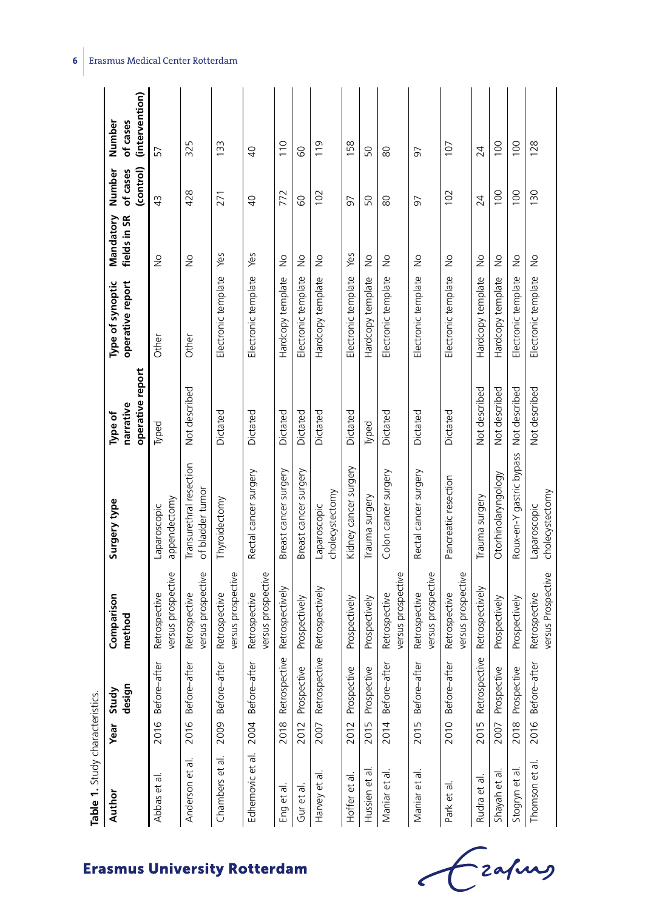**Table 1.** Study characteristics.

| Author | Year | Study design | Comparison method | Surgery type | Type of narrative operative report | Type of synoptic operative report | Mandatory fields in SR | Number of cases (control) | Number of cases (intervention) |
|---|---|---|---|---|---|---|---|---|---|
| Abbas et al. | 2016 | Before–after | Retrospective versus prospective | Laparoscopic appendectomy | Typed | Other | No | 43 | 57 |
| Anderson et al. | 2016 | Before–after | Retrospective versus prospective | Transurethral resection of bladder tumor | Not described | Other | No | 428 | 325 |
| Chambers et al. | 2009 | Before–after | Retrospective versus prospective | Thyroidectomy | Dictated | Electronic template | Yes | 271 | 133 |
| Edhemovic et al. | 2004 | Before–after | Retrospective versus prospective | Rectal cancer surgery | Dictated | Electronic template | Yes | 40 | 40 |
| Eng et al. | 2018 | Retrospective | Retrospectively | Breast cancer surgery | Dictated | Hardcopy template | No | 772 | 110 |
| Gur et al. | 2012 | Prospective | Prospectively | Breast cancer surgery | Dictated | Electronic template | No | 60 | 60 |
| Harvey et al. | 2007 | Retrospective | Retrospectively | Laparoscopic cholecystectomy | Dictated | Hardcopy template | No | 102 | 119 |
| Hoffer et al. | 2012 | Prospective | Prospectively | Kidney cancer surgery | Dictated | Electronic template | Yes | 97 | 158 |
| Hussien et al. | 2015 | Prospective | Prospectively | Trauma surgery | Typed | Hardcopy template | No | 50 | 50 |
| Maniar et al. | 2014 | Before–after | Retrospective versus prospective | Colon cancer surgery | Dictated | Electronic template | No | 80 | 80 |
| Maniar et al. | 2015 | Before–after | Retrospective versus prospective | Rectal cancer surgery | Dictated | Electronic template | No | 97 | 97 |
| Park et al. | 2010 | Before–after | Retrospective versus prospective | Pancreatic resection | Dictated | Electronic template | No | 102 | 107 |
| Rudra et al. | 2015 | Retrospective | Retrospectively | Trauma surgery | Not described | Hardcopy template | No | 24 | 24 |
| Shayah et al. | 2007 | Prospective | Prospectively | Otorhinolaryngology | Not described | Hardcopy template | No | 100 | 100 |
| Stogryn et al. | 2018 | Prospective | Prospectively | Roux-en-Y gastric bypass | Not described | Electronic template | No | 100 | 100 |
| Thomson et al. | 2016 | Before–after | Retrospective versus Prospective | Laparoscopic cholecystectomy | Not described | Electronic template | No | 130 | 128 |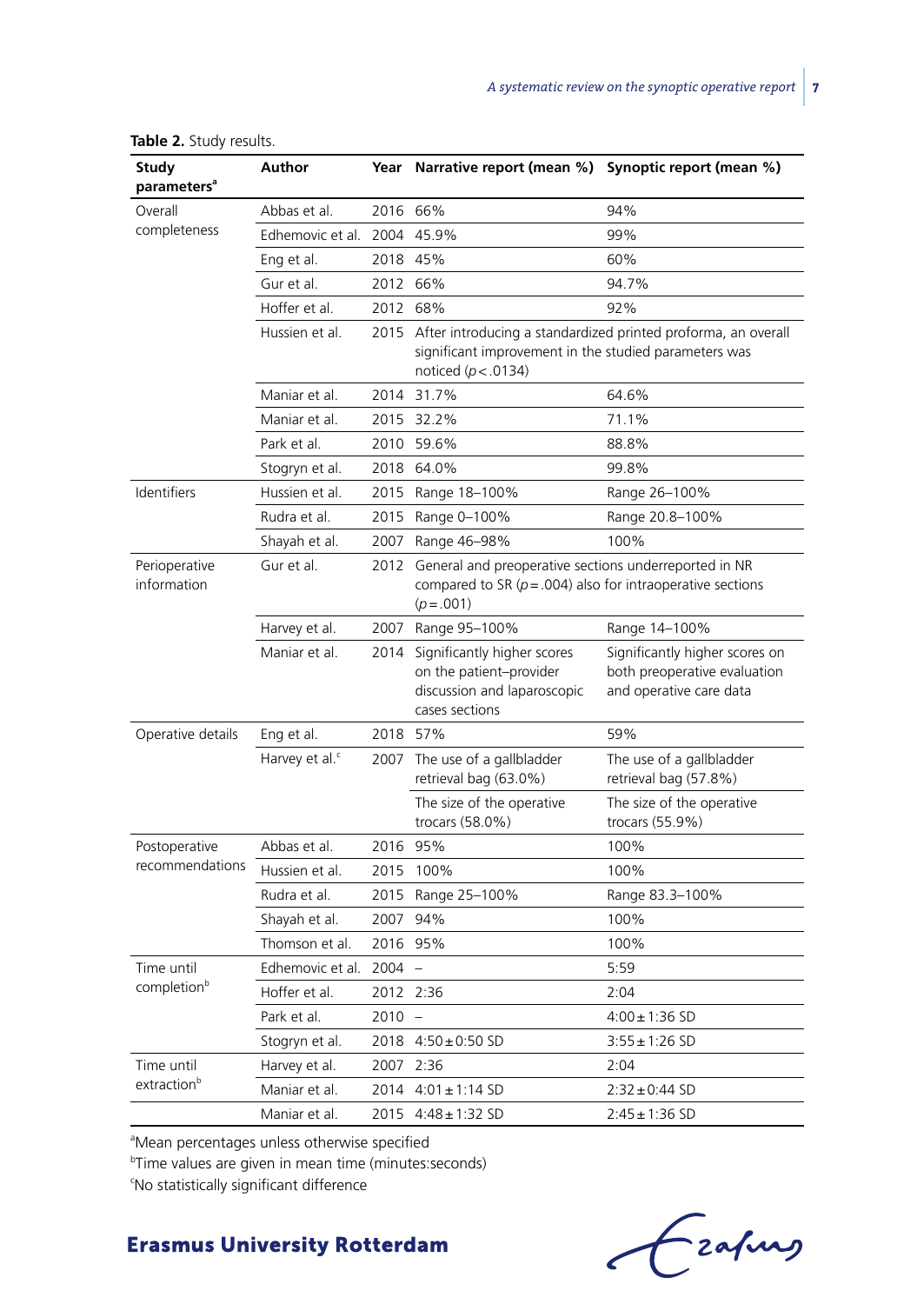**Table 2.** Study results.

| Study parameters[a] | Author | Year | Narrative report (mean %) | Synoptic report (mean %) |
|---|---|---|---|---|
| Overall completeness | Abbas et al. | 2016 | 66% | 94% |
| | Edhemovic et al. | 2004 | 45.9% | 99% |
| | Eng et al. | 2018 | 45% | 60% |
| | Gur et al. | 2012 | 66% | 94.7% |
| | Hoffer et al. | 2012 | 68% | 92% |
| | Hussien et al. | 2015 | After introducing a standardized printed proforma, an overall significant improvement in the studied parameters was noticed ($p < .0134$) | |
| | Maniar et al. | 2014 | 31.7% | 64.6% |
| | Maniar et al. | 2015 | 32.2% | 71.1% |
| | Park et al. | 2010 | 59.6% | 88.8% |
| | Stogryn et al. | 2018 | 64.0% | 99.8% |
| Identifiers | Hussien et al. | 2015 | Range 18–100% | Range 26–100% |
| | Rudra et al. | 2015 | Range 0–100% | Range 20.8–100% |
| | Shayah et al. | 2007 | Range 46–98% | 100% |
| Perioperative information | Gur et al. | 2012 | General and preoperative sections underreported in NR compared to SR ($p = .004$) also for intraoperative sections ($p = .001$) | |
| | Harvey et al. | 2007 | Range 95–100% | Range 14–100% |
| | Maniar et al. | 2014 | Significantly higher scores on the patient–provider discussion and laparoscopic cases sections | Significantly higher scores on both preoperative evaluation and operative care data |
| Operative details | Eng et al. | 2018 | 57% | 59% |
| | Harvey et al.[c] | 2007 | The use of a gallbladder retrieval bag (63.0%) | The use of a gallbladder retrieval bag (57.8%) |
| | | | The size of the operative trocars (58.0%) | The size of the operative trocars (55.9%) |
| Postoperative recommendations | Abbas et al. | 2016 | 95% | 100% |
| | Hussien et al. | 2015 | 100% | 100% |
| | Rudra et al. | 2015 | Range 25–100% | Range 83.3–100% |
| | Shayah et al. | 2007 | 94% | 100% |
| | Thomson et al. | 2016 | 95% | 100% |
| Time until completion[b] | Edhemovic et al. | 2004 | – | 5:59 |
| | Hoffer et al. | 2012 | 2:36 | 2:04 |
| | Park et al. | 2010 | – | 4:00 ± 1:36 SD |
| | Stogryn et al. | 2018 | 4:50 ± 0:50 SD | 3:55 ± 1:26 SD |
| Time until extraction[b] | Harvey et al. | 2007 | 2:36 | 2:04 |
| | Maniar et al. | 2014 | 4:01 ± 1:14 SD | 2:32 ± 0:44 SD |
| | Maniar et al. | 2015 | 4:48 ± 1:32 SD | 2:45 ± 1:36 SD |

[a]Mean percentages unless otherwise specified

[b]Time values are given in mean time (minutes:seconds)

[c]No statistically significant difference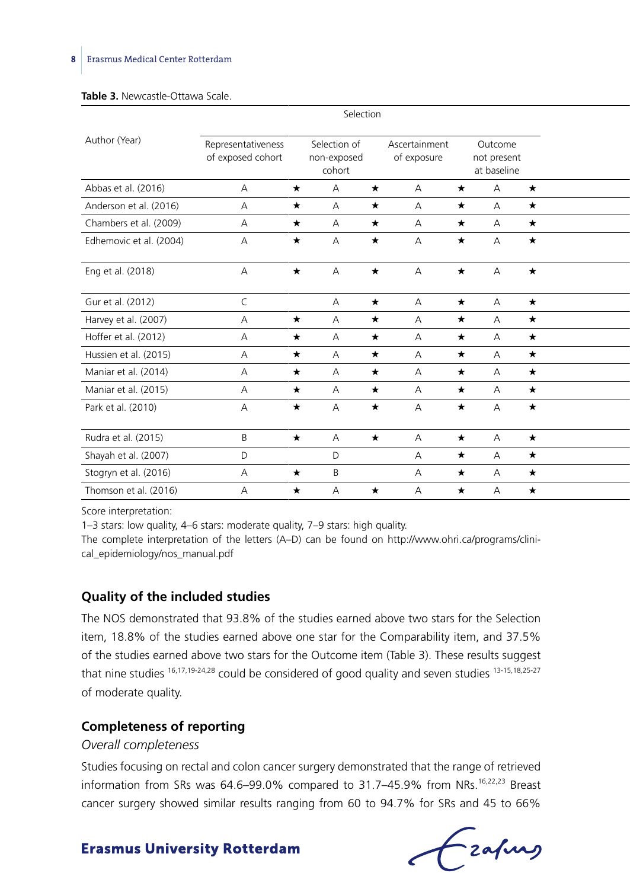**Table 3.** Newcastle-Ottawa Scale.

| Author (Year) | Selection | | | | | | | |
|---|---|---|---|---|---|---|---|---|
| | Representativeness of exposed cohort | | Selection of non-exposed cohort | | Ascertainment of exposure | | Outcome not present at baseline | |
| Abbas et al. (2016) | A | ★ | A | ★ | A | ★ | A | ★ |
| Anderson et al. (2016) | A | ★ | A | ★ | A | ★ | A | ★ |
| Chambers et al. (2009) | A | ★ | A | ★ | A | ★ | A | ★ |
| Edhemovic et al. (2004) | A | ★ | A | ★ | A | ★ | A | ★ |
| Eng et al. (2018) | A | ★ | A | ★ | A | ★ | A | ★ |
| Gur et al. (2012) | C | | A | ★ | A | ★ | A | ★ |
| Harvey et al. (2007) | A | ★ | A | ★ | A | ★ | A | ★ |
| Hoffer et al. (2012) | A | ★ | A | ★ | A | ★ | A | ★ |
| Hussien et al. (2015) | A | ★ | A | ★ | A | ★ | A | ★ |
| Maniar et al. (2014) | A | ★ | A | ★ | A | ★ | A | ★ |
| Maniar et al. (2015) | A | ★ | A | ★ | A | ★ | A | ★ |
| Park et al. (2010) | A | ★ | A | ★ | A | ★ | A | ★ |
| Rudra et al. (2015) | B | ★ | A | ★ | A | ★ | A | ★ |
| Shayah et al. (2007) | D | | D | | A | ★ | A | ★ |
| Stogryn et al. (2016) | A | ★ | B | | A | ★ | A | ★ |
| Thomson et al. (2016) | A | ★ | A | ★ | A | ★ | A | ★ |

Score interpretation:
1–3 stars: low quality, 4–6 stars: moderate quality, 7–9 stars: high quality.
The complete interpretation of the letters (A–D) can be found on http://www.ohri.ca/programs/clinical_epidemiology/nos_manual.pdf

## Quality of the included studies

The NOS demonstrated that 93.8% of the studies earned above two stars for the Selection item, 18.8% of the studies earned above one star for the Comparability item, and 37.5% of the studies earned above two stars for the Outcome item (Table 3). These results suggest that nine studies [16,17,19-24,28] could be considered of good quality and seven studies [13-15,18,25-27] of moderate quality.

## Completeness of reporting

### *Overall completeness*

Studies focusing on rectal and colon cancer surgery demonstrated that the range of retrieved information from SRs was 64.6–99.0% compared to 31.7–45.9% from NRs.[16,22,23] Breast cancer surgery showed similar results ranging from 60 to 94.7% for SRs and 45 to 66%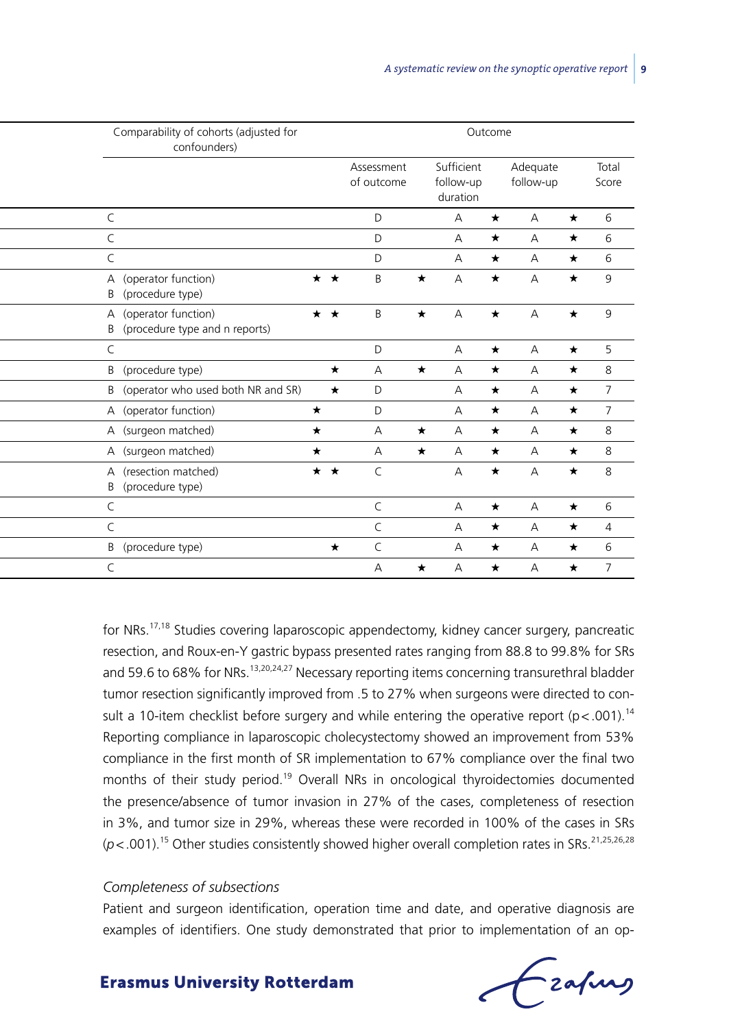| Comparability of cohorts (adjusted for confounders) | | Outcome | | | | | | |
|---|---|---|---|---|---|---|---|---|
| | | Assessment of outcome | | Sufficient follow-up duration | | Adequate follow-up | | Total Score |
| C | | D | | A | ★ | A | ★ | 6 |
| C | | D | | A | ★ | A | ★ | 6 |
| C | | D | | A | ★ | A | ★ | 6 |
| A (operator function) B (procedure type) | ★ ★ | B | ★ | A | ★ | A | ★ | 9 |
| A (operator function) B (procedure type and n reports) | ★ ★ | B | ★ | A | ★ | A | ★ | 9 |
| C | | D | | A | ★ | A | ★ | 5 |
| B (procedure type) | ★ | A | ★ | A | ★ | A | ★ | 8 |
| B (operator who used both NR and SR) | ★ | D | | A | ★ | A | ★ | 7 |
| A (operator function) | ★ | D | | A | ★ | A | ★ | 7 |
| A (surgeon matched) | ★ | A | ★ | A | ★ | A | ★ | 8 |
| A (surgeon matched) | ★ | A | ★ | A | ★ | A | ★ | 8 |
| A (resection matched) B (procedure type) | ★ ★ | C | | A | ★ | A | ★ | 8 |
| C | | C | | A | ★ | A | ★ | 6 |
| C | | C | | A | ★ | A | ★ | 4 |
| B (procedure type) | ★ | C | | A | ★ | A | ★ | 6 |
| C | | A | ★ | A | ★ | A | ★ | 7 |

for NRs.[17,18] Studies covering laparoscopic appendectomy, kidney cancer surgery, pancreatic resection, and Roux-en-Y gastric bypass presented rates ranging from 88.8 to 99.8% for SRs and 59.6 to 68% for NRs.[13,20,24,27] Necessary reporting items concerning transurethral bladder tumor resection significantly improved from .5 to 27% when surgeons were directed to consult a 10-item checklist before surgery and while entering the operative report ($p<.001$).[14] Reporting compliance in laparoscopic cholecystectomy showed an improvement from 53% compliance in the first month of SR implementation to 67% compliance over the final two months of their study period.[19] Overall NRs in oncological thyroidectomies documented the presence/absence of tumor invasion in 27% of the cases, completeness of resection in 3%, and tumor size in 29%, whereas these were recorded in 100% of the cases in SRs ($p<.001$).[15] Other studies consistently showed higher overall completion rates in SRs.[21,25,26,28]

*Completeness of subsections*

Patient and surgeon identification, operation time and date, and operative diagnosis are examples of identifiers. One study demonstrated that prior to implementation of an op-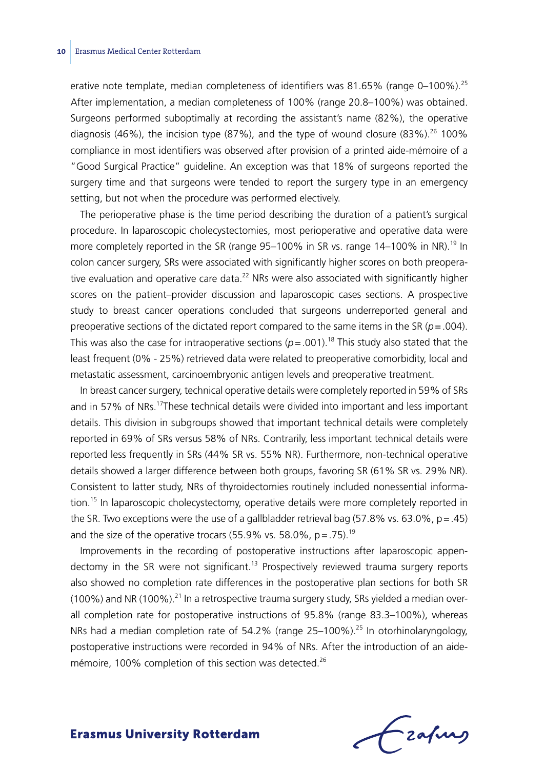erative note template, median completeness of identifiers was 81.65% (range 0–100%).[25] After implementation, a median completeness of 100% (range 20.8–100%) was obtained. Surgeons performed suboptimally at recording the assistant's name (82%), the operative diagnosis (46%), the incision type (87%), and the type of wound closure (83%).[26] 100% compliance in most identifiers was observed after provision of a printed aide-mémoire of a "Good Surgical Practice" guideline. An exception was that 18% of surgeons reported the surgery time and that surgeons were tended to report the surgery type in an emergency setting, but not when the procedure was performed electively.

The perioperative phase is the time period describing the duration of a patient's surgical procedure. In laparoscopic cholecystectomies, most perioperative and operative data were more completely reported in the SR (range 95–100% in SR vs. range 14–100% in NR).[19] In colon cancer surgery, SRs were associated with significantly higher scores on both preoperative evaluation and operative care data.[22] NRs were also associated with significantly higher scores on the patient–provider discussion and laparoscopic cases sections. A prospective study to breast cancer operations concluded that surgeons underreported general and preoperative sections of the dictated report compared to the same items in the SR ($p = .004$). This was also the case for intraoperative sections ($p = .001$).[18] This study also stated that the least frequent (0% - 25%) retrieved data were related to preoperative comorbidity, local and metastatic assessment, carcinoembryonic antigen levels and preoperative treatment.

In breast cancer surgery, technical operative details were completely reported in 59% of SRs and in 57% of NRs.[17] These technical details were divided into important and less important details. This division in subgroups showed that important technical details were completely reported in 69% of SRs versus 58% of NRs. Contrarily, less important technical details were reported less frequently in SRs (44% SR vs. 55% NR). Furthermore, non-technical operative details showed a larger difference between both groups, favoring SR (61% SR vs. 29% NR). Consistent to latter study, NRs of thyroidectomies routinely included nonessential information.[15] In laparoscopic cholecystectomy, operative details were more completely reported in the SR. Two exceptions were the use of a gallbladder retrieval bag (57.8% vs. 63.0%, $p = .45$) and the size of the operative trocars (55.9% vs. 58.0%, $p = .75$).[19]

Improvements in the recording of postoperative instructions after laparoscopic appendectomy in the SR were not significant.[13] Prospectively reviewed trauma surgery reports also showed no completion rate differences in the postoperative plan sections for both SR (100%) and NR (100%).[21] In a retrospective trauma surgery study, SRs yielded a median overall completion rate for postoperative instructions of 95.8% (range 83.3–100%), whereas NRs had a median completion rate of 54.2% (range 25–100%).[25] In otorhinolaryngology, postoperative instructions were recorded in 94% of NRs. After the introduction of an aide-mémoire, 100% completion of this section was detected.[26]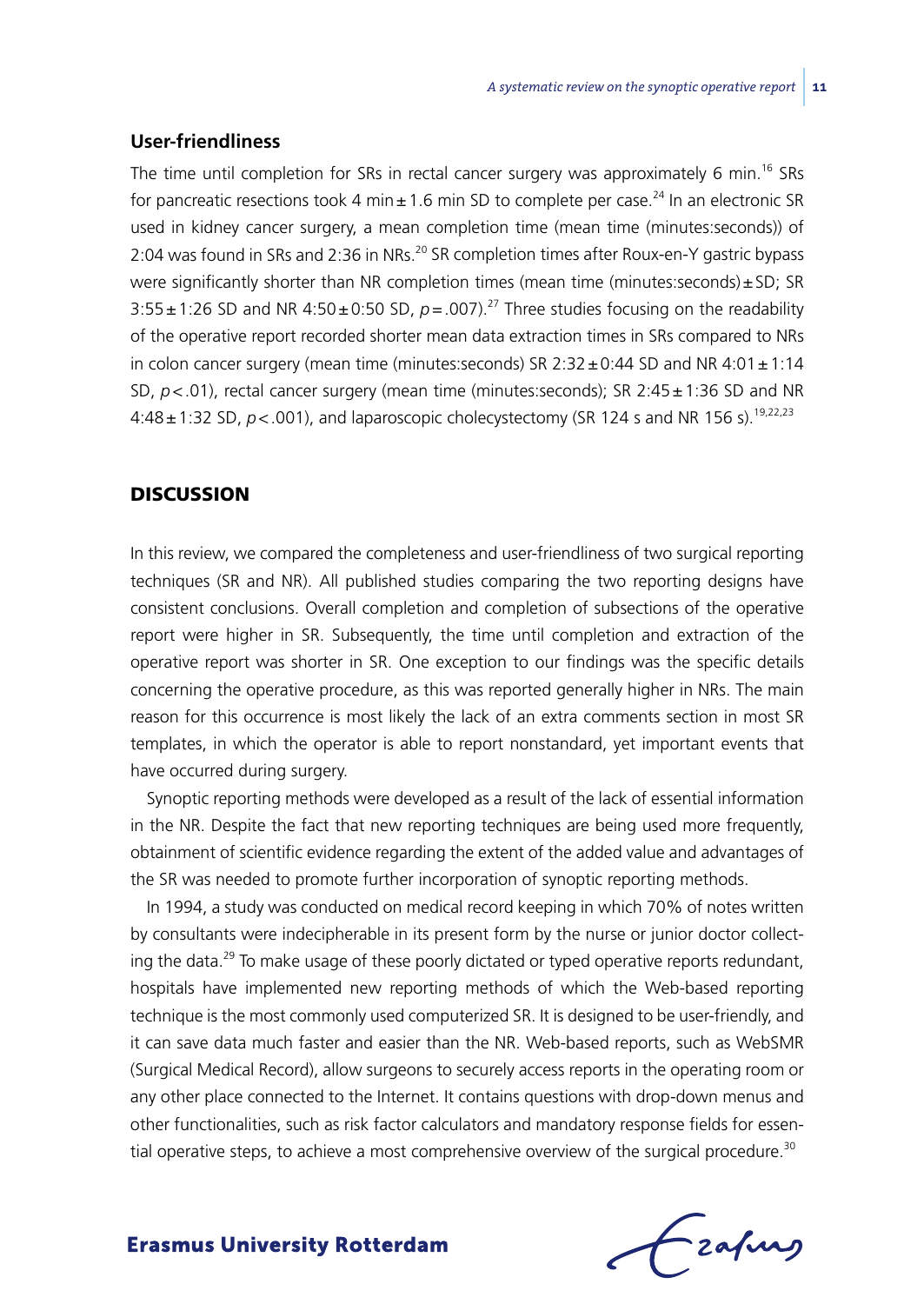### User-friendliness

The time until completion for SRs in rectal cancer surgery was approximately 6 min.[16] SRs for pancreatic resections took 4 min ± 1.6 min SD to complete per case.[24] In an electronic SR used in kidney cancer surgery, a mean completion time (mean time (minutes:seconds)) of 2:04 was found in SRs and 2:36 in NRs.[20] SR completion times after Roux-en-Y gastric bypass were significantly shorter than NR completion times (mean time (minutes:seconds) ± SD; SR 3:55 ± 1:26 SD and NR 4:50 ± 0:50 SD, $p = .007$).[27] Three studies focusing on the readability of the operative report recorded shorter mean data extraction times in SRs compared to NRs in colon cancer surgery (mean time (minutes:seconds) SR 2:32 ± 0:44 SD and NR 4:01 ± 1:14 SD, $p < .01$), rectal cancer surgery (mean time (minutes:seconds); SR 2:45 ± 1:36 SD and NR 4:48 ± 1:32 SD, $p < .001$), and laparoscopic cholecystectomy (SR 124 s and NR 156 s).[19,22,23]

## DISCUSSION

In this review, we compared the completeness and user-friendliness of two surgical reporting techniques (SR and NR). All published studies comparing the two reporting designs have consistent conclusions. Overall completion and completion of subsections of the operative report were higher in SR. Subsequently, the time until completion and extraction of the operative report was shorter in SR. One exception to our findings was the specific details concerning the operative procedure, as this was reported generally higher in NRs. The main reason for this occurrence is most likely the lack of an extra comments section in most SR templates, in which the operator is able to report nonstandard, yet important events that have occurred during surgery.

Synoptic reporting methods were developed as a result of the lack of essential information in the NR. Despite the fact that new reporting techniques are being used more frequently, obtainment of scientific evidence regarding the extent of the added value and advantages of the SR was needed to promote further incorporation of synoptic reporting methods.

In 1994, a study was conducted on medical record keeping in which 70% of notes written by consultants were indecipherable in its present form by the nurse or junior doctor collecting the data.[29] To make usage of these poorly dictated or typed operative reports redundant, hospitals have implemented new reporting methods of which the Web-based reporting technique is the most commonly used computerized SR. It is designed to be user-friendly, and it can save data much faster and easier than the NR. Web-based reports, such as WebSMR (Surgical Medical Record), allow surgeons to securely access reports in the operating room or any other place connected to the Internet. It contains questions with drop-down menus and other functionalities, such as risk factor calculators and mandatory response fields for essential operative steps, to achieve a most comprehensive overview of the surgical procedure.[30]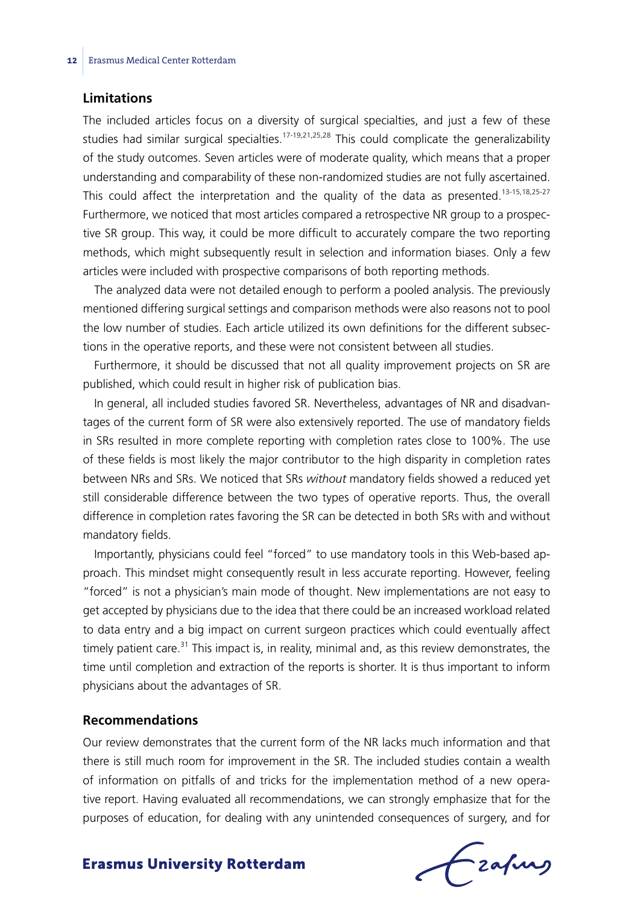### Limitations

The included articles focus on a diversity of surgical specialties, and just a few of these studies had similar surgical specialties.[17-19,21,25,28] This could complicate the generalizability of the study outcomes. Seven articles were of moderate quality, which means that a proper understanding and comparability of these non-randomized studies are not fully ascertained. This could affect the interpretation and the quality of the data as presented.[13-15,18,25-27] Furthermore, we noticed that most articles compared a retrospective NR group to a prospective SR group. This way, it could be more difficult to accurately compare the two reporting methods, which might subsequently result in selection and information biases. Only a few articles were included with prospective comparisons of both reporting methods.

The analyzed data were not detailed enough to perform a pooled analysis. The previously mentioned differing surgical settings and comparison methods were also reasons not to pool the low number of studies. Each article utilized its own definitions for the different subsections in the operative reports, and these were not consistent between all studies.

Furthermore, it should be discussed that not all quality improvement projects on SR are published, which could result in higher risk of publication bias.

In general, all included studies favored SR. Nevertheless, advantages of NR and disadvantages of the current form of SR were also extensively reported. The use of mandatory fields in SRs resulted in more complete reporting with completion rates close to 100%. The use of these fields is most likely the major contributor to the high disparity in completion rates between NRs and SRs. We noticed that SRs *without* mandatory fields showed a reduced yet still considerable difference between the two types of operative reports. Thus, the overall difference in completion rates favoring the SR can be detected in both SRs with and without mandatory fields.

Importantly, physicians could feel "forced" to use mandatory tools in this Web-based approach. This mindset might consequently result in less accurate reporting. However, feeling "forced" is not a physician's main mode of thought. New implementations are not easy to get accepted by physicians due to the idea that there could be an increased workload related to data entry and a big impact on current surgeon practices which could eventually affect timely patient care.[31] This impact is, in reality, minimal and, as this review demonstrates, the time until completion and extraction of the reports is shorter. It is thus important to inform physicians about the advantages of SR.

### Recommendations

Our review demonstrates that the current form of the NR lacks much information and that there is still much room for improvement in the SR. The included studies contain a wealth of information on pitfalls of and tricks for the implementation method of a new operative report. Having evaluated all recommendations, we can strongly emphasize that for the purposes of education, for dealing with any unintended consequences of surgery, and for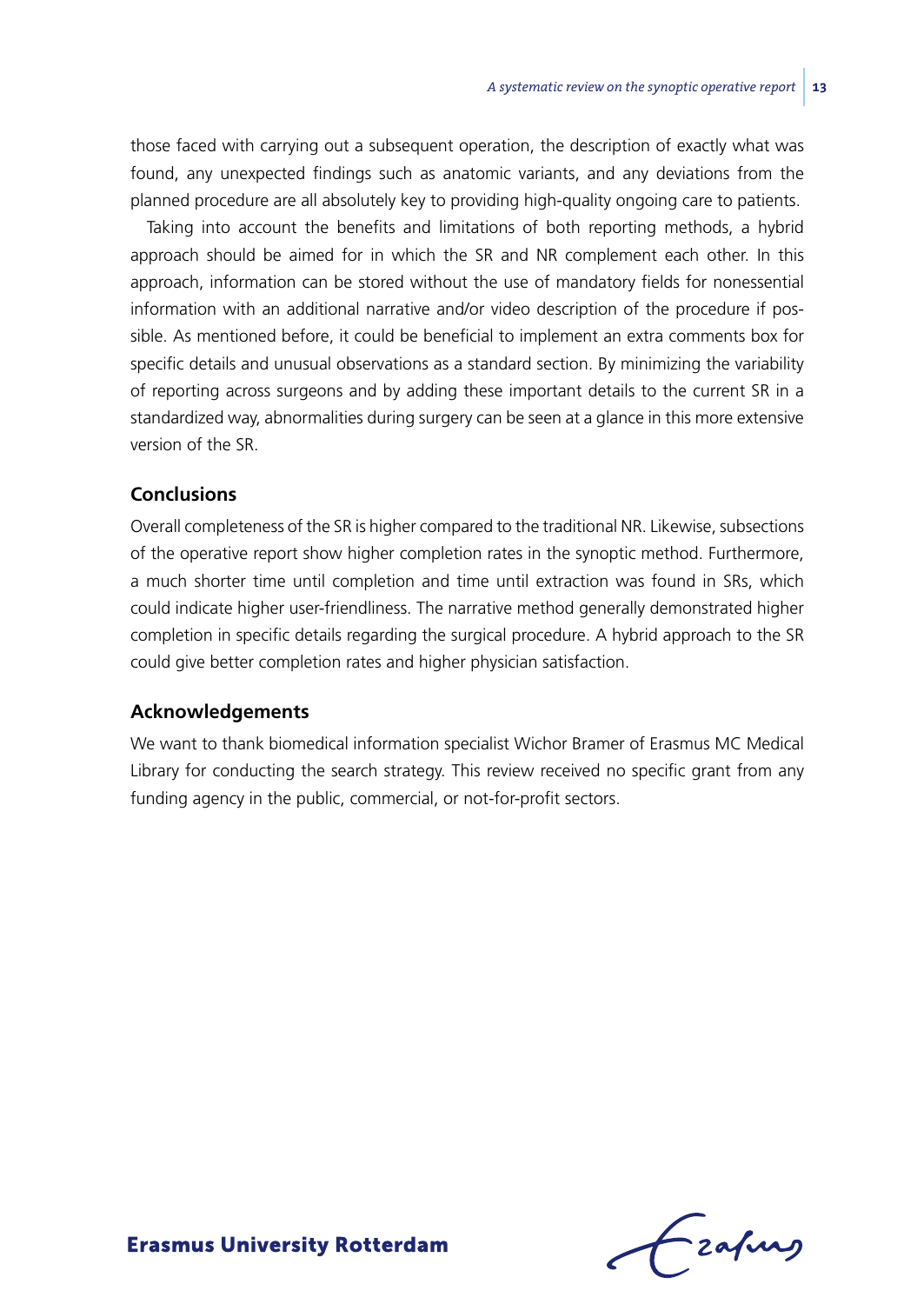those faced with carrying out a subsequent operation, the description of exactly what was found, any unexpected findings such as anatomic variants, and any deviations from the planned procedure are all absolutely key to providing high-quality ongoing care to patients.

Taking into account the benefits and limitations of both reporting methods, a hybrid approach should be aimed for in which the SR and NR complement each other. In this approach, information can be stored without the use of mandatory fields for nonessential information with an additional narrative and/or video description of the procedure if possible. As mentioned before, it could be beneficial to implement an extra comments box for specific details and unusual observations as a standard section. By minimizing the variability of reporting across surgeons and by adding these important details to the current SR in a standardized way, abnormalities during surgery can be seen at a glance in this more extensive version of the SR.

## Conclusions

Overall completeness of the SR is higher compared to the traditional NR. Likewise, subsections of the operative report show higher completion rates in the synoptic method. Furthermore, a much shorter time until completion and time until extraction was found in SRs, which could indicate higher user-friendliness. The narrative method generally demonstrated higher completion in specific details regarding the surgical procedure. A hybrid approach to the SR could give better completion rates and higher physician satisfaction.

## Acknowledgements

We want to thank biomedical information specialist Wichor Bramer of Erasmus MC Medical Library for conducting the search strategy. This review received no specific grant from any funding agency in the public, commercial, or not-for-profit sectors.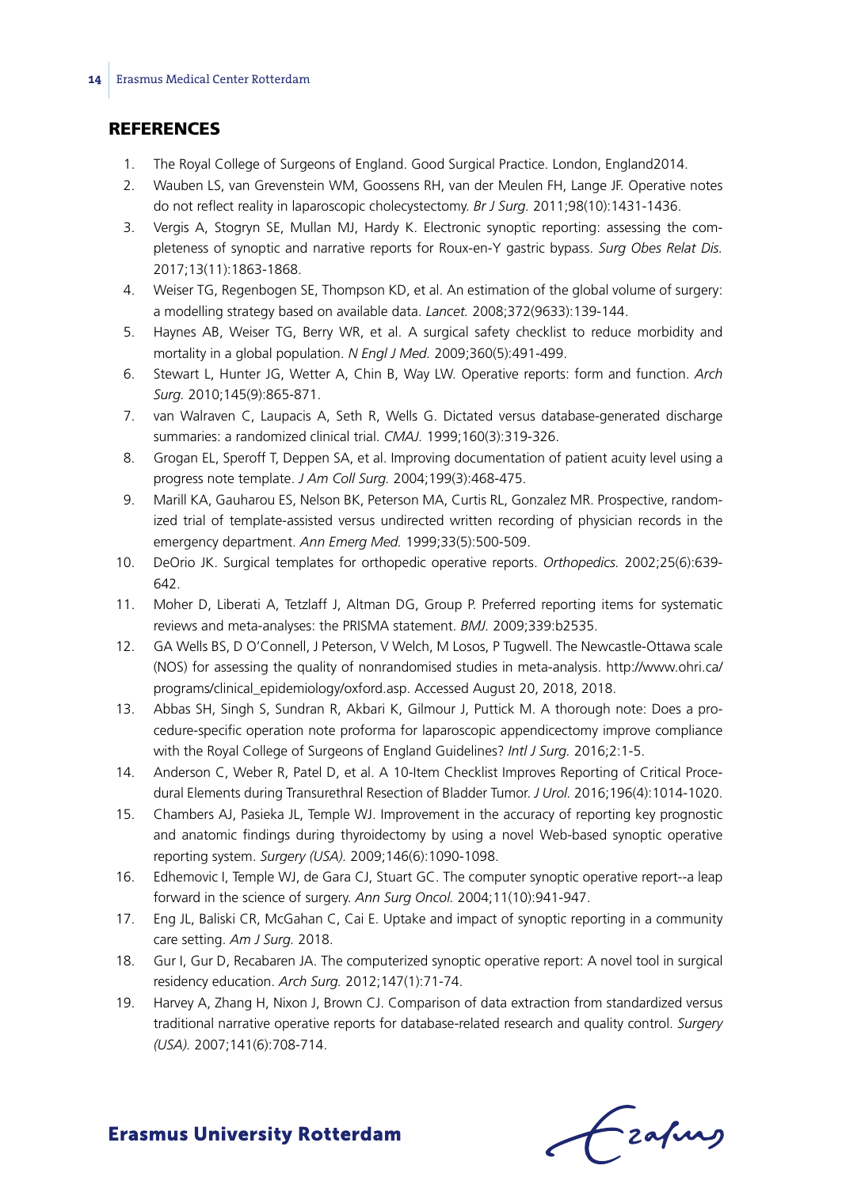## REFERENCES

1. The Royal College of Surgeons of England. Good Surgical Practice. London, England2014.
2. Wauben LS, van Grevenstein WM, Goossens RH, van der Meulen FH, Lange JF. Operative notes do not reflect reality in laparoscopic cholecystectomy. *Br J Surg.* 2011;98(10):1431-1436.
3. Vergis A, Stogryn SE, Mullan MJ, Hardy K. Electronic synoptic reporting: assessing the completeness of synoptic and narrative reports for Roux-en-Y gastric bypass. *Surg Obes Relat Dis.* 2017;13(11):1863-1868.
4. Weiser TG, Regenbogen SE, Thompson KD, et al. An estimation of the global volume of surgery: a modelling strategy based on available data. *Lancet.* 2008;372(9633):139-144.
5. Haynes AB, Weiser TG, Berry WR, et al. A surgical safety checklist to reduce morbidity and mortality in a global population. *N Engl J Med.* 2009;360(5):491-499.
6. Stewart L, Hunter JG, Wetter A, Chin B, Way LW. Operative reports: form and function. *Arch Surg.* 2010;145(9):865-871.
7. van Walraven C, Laupacis A, Seth R, Wells G. Dictated versus database-generated discharge summaries: a randomized clinical trial. *CMAJ.* 1999;160(3):319-326.
8. Grogan EL, Speroff T, Deppen SA, et al. Improving documentation of patient acuity level using a progress note template. *J Am Coll Surg.* 2004;199(3):468-475.
9. Marill KA, Gauharou ES, Nelson BK, Peterson MA, Curtis RL, Gonzalez MR. Prospective, randomized trial of template-assisted versus undirected written recording of physician records in the emergency department. *Ann Emerg Med.* 1999;33(5):500-509.
10. DeOrio JK. Surgical templates for orthopedic operative reports. *Orthopedics.* 2002;25(6):639-642.
11. Moher D, Liberati A, Tetzlaff J, Altman DG, Group P. Preferred reporting items for systematic reviews and meta-analyses: the PRISMA statement. *BMJ.* 2009;339:b2535.
12. GA Wells BS, D O'Connell, J Peterson, V Welch, M Losos, P Tugwell. The Newcastle-Ottawa scale (NOS) for assessing the quality of nonrandomised studies in meta-analysis. http://www.ohri.ca/programs/clinical_epidemiology/oxford.asp. Accessed August 20, 2018, 2018.
13. Abbas SH, Singh S, Sundran R, Akbari K, Gilmour J, Puttick M. A thorough note: Does a procedure-specific operation note proforma for laparoscopic appendicectomy improve compliance with the Royal College of Surgeons of England Guidelines? *Intl J Surg.* 2016;2:1-5.
14. Anderson C, Weber R, Patel D, et al. A 10-Item Checklist Improves Reporting of Critical Procedural Elements during Transurethral Resection of Bladder Tumor. *J Urol.* 2016;196(4):1014-1020.
15. Chambers AJ, Pasieka JL, Temple WJ. Improvement in the accuracy of reporting key prognostic and anatomic findings during thyroidectomy by using a novel Web-based synoptic operative reporting system. *Surgery (USA).* 2009;146(6):1090-1098.
16. Edhemovic I, Temple WJ, de Gara CJ, Stuart GC. The computer synoptic operative report--a leap forward in the science of surgery. *Ann Surg Oncol.* 2004;11(10):941-947.
17. Eng JL, Baliski CR, McGahan C, Cai E. Uptake and impact of synoptic reporting in a community care setting. *Am J Surg.* 2018.
18. Gur I, Gur D, Recabaren JA. The computerized synoptic operative report: A novel tool in surgical residency education. *Arch Surg.* 2012;147(1):71-74.
19. Harvey A, Zhang H, Nixon J, Brown CJ. Comparison of data extraction from standardized versus traditional narrative operative reports for database-related research and quality control. *Surgery (USA).* 2007;141(6):708-714.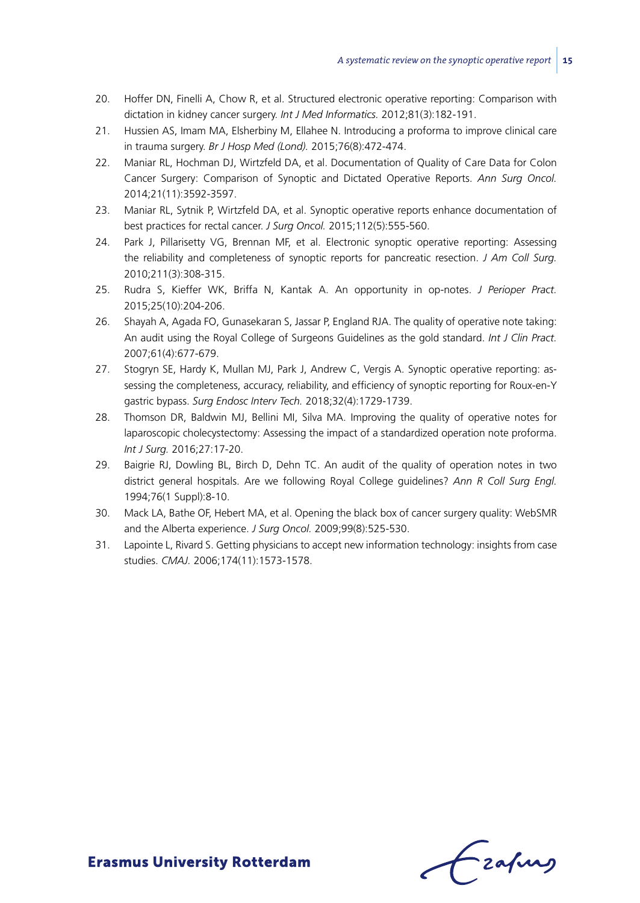20. Hoffer DN, Finelli A, Chow R, et al. Structured electronic operative reporting: Comparison with dictation in kidney cancer surgery. *Int J Med Informatics.* 2012;81(3):182-191.
21. Hussien AS, Imam MA, Elsherbiny M, Ellahee N. Introducing a proforma to improve clinical care in trauma surgery. *Br J Hosp Med (Lond).* 2015;76(8):472-474.
22. Maniar RL, Hochman DJ, Wirtzfeld DA, et al. Documentation of Quality of Care Data for Colon Cancer Surgery: Comparison of Synoptic and Dictated Operative Reports. *Ann Surg Oncol.* 2014;21(11):3592-3597.
23. Maniar RL, Sytnik P, Wirtzfeld DA, et al. Synoptic operative reports enhance documentation of best practices for rectal cancer. *J Surg Oncol.* 2015;112(5):555-560.
24. Park J, Pillarisetty VG, Brennan MF, et al. Electronic synoptic operative reporting: Assessing the reliability and completeness of synoptic reports for pancreatic resection. *J Am Coll Surg.* 2010;211(3):308-315.
25. Rudra S, Kieffer WK, Briffa N, Kantak A. An opportunity in op-notes. *J Perioper Pract.* 2015;25(10):204-206.
26. Shayah A, Agada FO, Gunasekaran S, Jassar P, England RJA. The quality of operative note taking: An audit using the Royal College of Surgeons Guidelines as the gold standard. *Int J Clin Pract.* 2007;61(4):677-679.
27. Stogryn SE, Hardy K, Mullan MJ, Park J, Andrew C, Vergis A. Synoptic operative reporting: assessing the completeness, accuracy, reliability, and efficiency of synoptic reporting for Roux-en-Y gastric bypass. *Surg Endosc Interv Tech.* 2018;32(4):1729-1739.
28. Thomson DR, Baldwin MJ, Bellini MI, Silva MA. Improving the quality of operative notes for laparoscopic cholecystectomy: Assessing the impact of a standardized operation note proforma. *Int J Surg.* 2016;27:17-20.
29. Baigrie RJ, Dowling BL, Birch D, Dehn TC. An audit of the quality of operation notes in two district general hospitals. Are we following Royal College guidelines? *Ann R Coll Surg Engl.* 1994;76(1 Suppl):8-10.
30. Mack LA, Bathe OF, Hebert MA, et al. Opening the black box of cancer surgery quality: WebSMR and the Alberta experience. *J Surg Oncol.* 2009;99(8):525-530.
31. Lapointe L, Rivard S. Getting physicians to accept new information technology: insights from case studies. *CMAJ.* 2006;174(11):1573-1578.